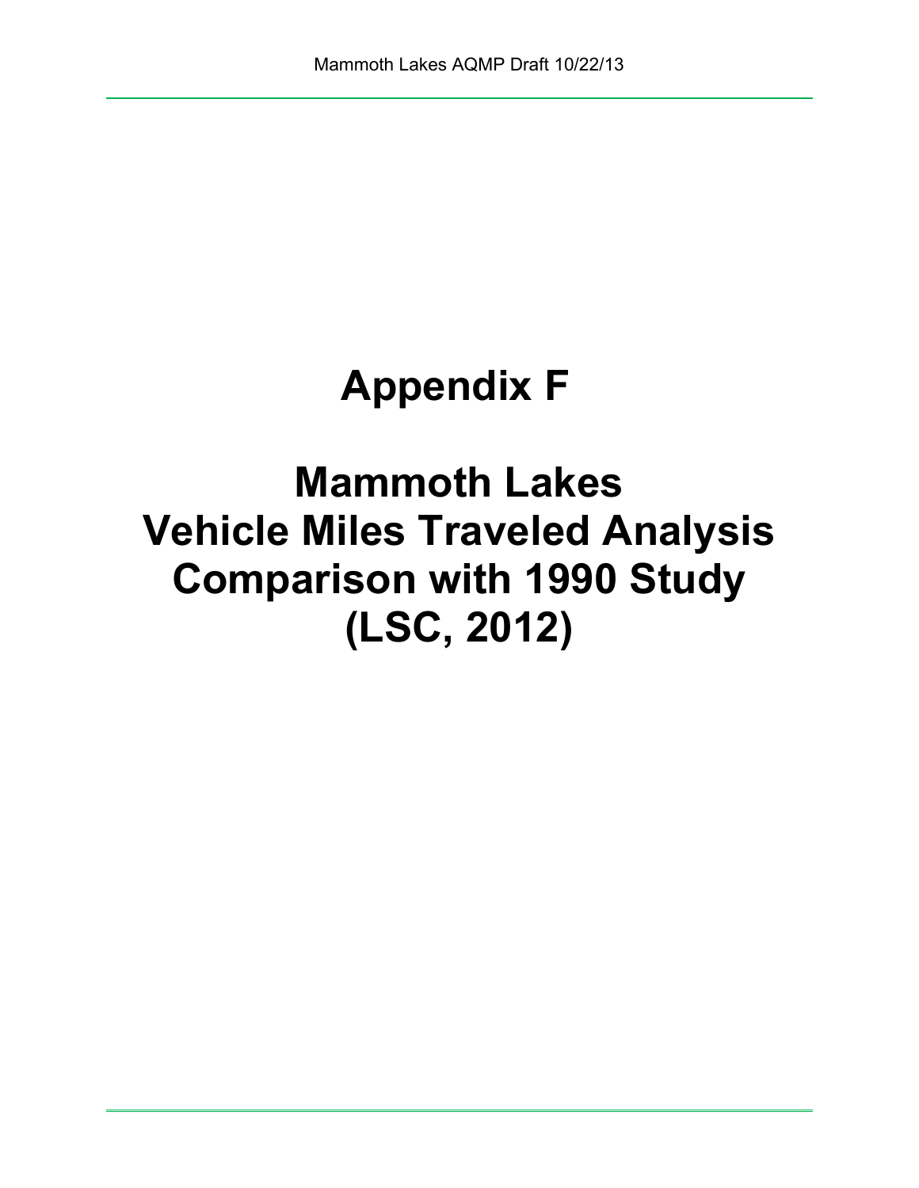# Appendix F

# Mammoth Lakes Vehicle Miles Traveled Analysis Comparison with 1990 Study (LSC, 2012)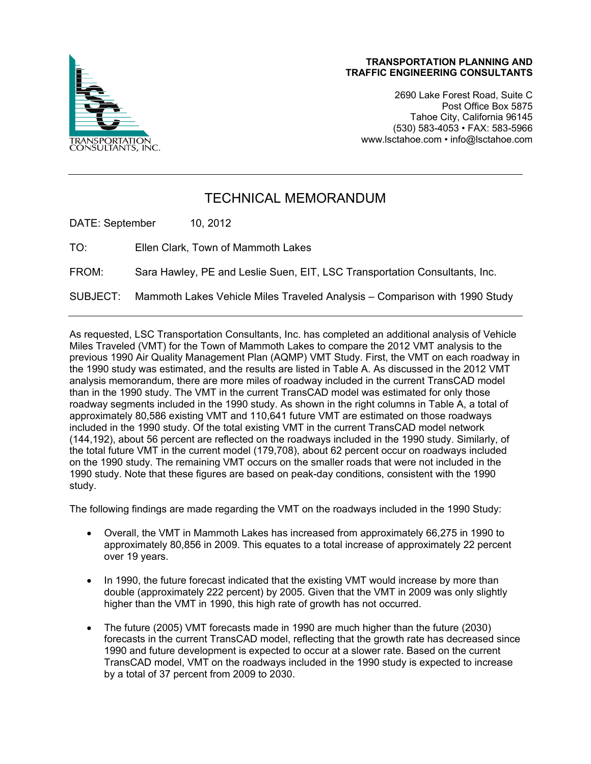TRANSPORTATION PLANNING AND
TRAFFIC ENGINEERING CONSULTANTS

2690 Lake Forest Road, Suite C
Post Office Box 5875
Tahoe City, California 96145
(530) 583-4053 • FAX: 583-5966
www.lsctahoe.com • info@lsctahoe.com

---

# TECHNICAL MEMORANDUM

DATE: September 10, 2012

TO: Ellen Clark, Town of Mammoth Lakes

FROM: Sara Hawley, PE and Leslie Suen, EIT, LSC Transportation Consultants, Inc.

SUBJECT: Mammoth Lakes Vehicle Miles Traveled Analysis – Comparison with 1990 Study

---

As requested, LSC Transportation Consultants, Inc. has completed an additional analysis of Vehicle Miles Traveled (VMT) for the Town of Mammoth Lakes to compare the 2012 VMT analysis to the previous 1990 Air Quality Management Plan (AQMP) VMT Study. First, the VMT on each roadway in the 1990 study was estimated, and the results are listed in Table A. As discussed in the 2012 VMT analysis memorandum, there are more miles of roadway included in the current TransCAD model than in the 1990 study. The VMT in the current TransCAD model was estimated for only those roadway segments included in the 1990 study. As shown in the right columns in Table A, a total of approximately 80,586 existing VMT and 110,641 future VMT are estimated on those roadways included in the 1990 study. Of the total existing VMT in the current TransCAD model network (144,192), about 56 percent are reflected on the roadways included in the 1990 study. Similarly, of the total future VMT in the current model (179,708), about 62 percent occur on roadways included on the 1990 study. The remaining VMT occurs on the smaller roads that were not included in the 1990 study. Note that these figures are based on peak-day conditions, consistent with the 1990 study.

The following findings are made regarding the VMT on the roadways included in the 1990 Study:

- Overall, the VMT in Mammoth Lakes has increased from approximately 66,275 in 1990 to approximately 80,856 in 2009. This equates to a total increase of approximately 22 percent over 19 years.

- In 1990, the future forecast indicated that the existing VMT would increase by more than double (approximately 222 percent) by 2005. Given that the VMT in 2009 was only slightly higher than the VMT in 1990, this high rate of growth has not occurred.

- The future (2005) VMT forecasts made in 1990 are much higher than the future (2030) forecasts in the current TransCAD model, reflecting that the growth rate has decreased since 1990 and future development is expected to occur at a slower rate. Based on the current TransCAD model, VMT on the roadways included in the 1990 study is expected to increase by a total of 37 percent from 2009 to 2030.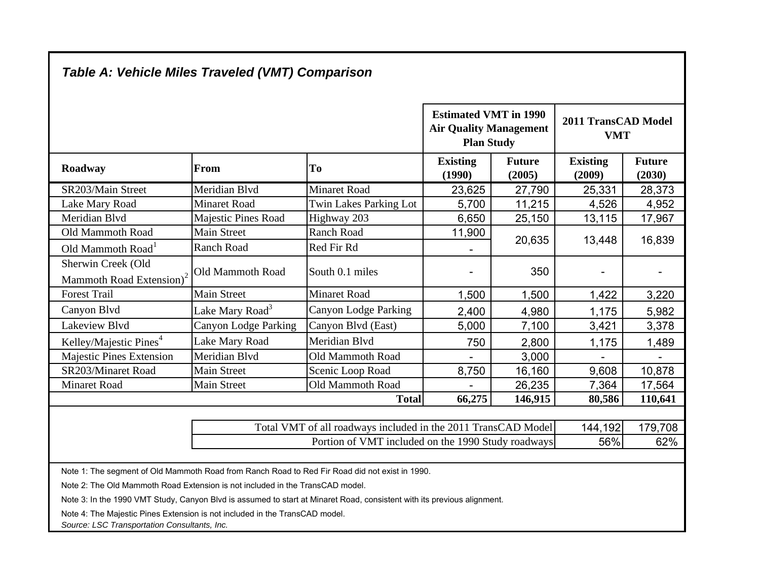### *Table A: Vehicle Miles Traveled (VMT) Comparison*

| | | | Estimated VMT in 1990 Air Quality Management Plan Study | | 2011 TransCAD Model VMT | |
|---|---|---|---|---|---|---|
| **Roadway** | **From** | **To** | **Existing (1990)** | **Future (2005)** | **Existing (2009)** | **Future (2030)** |
| SR203/Main Street | Meridian Blvd | Minaret Road | 23,625 | 27,790 | 25,331 | 28,373 |
| Lake Mary Road | Minaret Road | Twin Lakes Parking Lot | 5,700 | 11,215 | 4,526 | 4,952 |
| Meridian Blvd | Majestic Pines Road | Highway 203 | 6,650 | 25,150 | 13,115 | 17,967 |
| Old Mammoth Road | Main Street | Ranch Road | 11,900 | 20,635 | 13,448 | 16,839 |
| Old Mammoth Road[1] | Ranch Road | Red Fir Rd | - | | | |
| Sherwin Creek (Old Mammoth Road Extension)[2] | Old Mammoth Road | South 0.1 miles | - | 350 | - | - |
| Forest Trail | Main Street | Minaret Road | 1,500 | 1,500 | 1,422 | 3,220 |
| Canyon Blvd | Lake Mary Road[3] | Canyon Lodge Parking | 2,400 | 4,980 | 1,175 | 5,982 |
| Lakeview Blvd | Canyon Lodge Parking | Canyon Blvd (East) | 5,000 | 7,100 | 3,421 | 3,378 |
| Kelley/Majestic Pines[4] | Lake Mary Road | Meridian Blvd | 750 | 2,800 | 1,175 | 1,489 |
| Majestic Pines Extension | Meridian Blvd | Old Mammoth Road | - | 3,000 | - | - |
| SR203/Minaret Road | Main Street | Scenic Loop Road | 8,750 | 16,160 | 9,608 | 10,878 |
| Minaret Road | Main Street | Old Mammoth Road | - | 26,235 | 7,364 | 17,564 |
| | | **Total** | **66,275** | **146,915** | **80,586** | **110,641** |
| | | | | | | |
| | Total VMT of all roadways included in the 2011 TransCAD Model | | | | 144,192 | 179,708 |
| | Portion of VMT included on the 1990 Study roadways | | | | 56% | 62% |

Note 1: The segment of Old Mammoth Road from Ranch Road to Red Fir Road did not exist in 1990.

Note 2: The Old Mammoth Road Extension is not included in the TransCAD model.

Note 3: In the 1990 VMT Study, Canyon Blvd is assumed to start at Minaret Road, consistent with its previous alignment.

Note 4: The Majestic Pines Extension is not included in the TransCAD model.

*Source: LSC Transportation Consultants, Inc.*